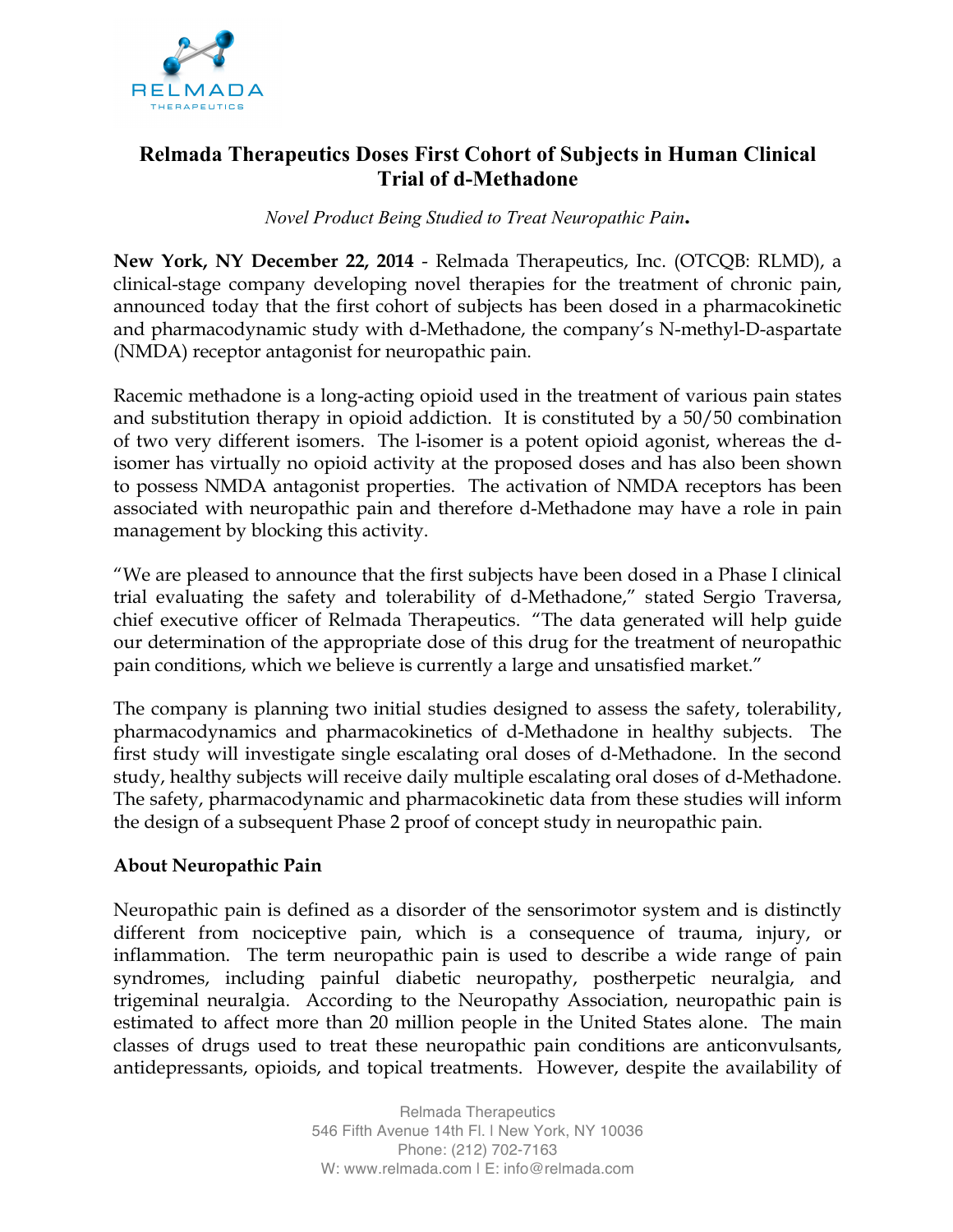# Relmada Therapeutics Doses First Cohort of Subjects in Human Clinical Trial of d-Methadone

*Novel Product Being Studied to Treat Neuropathic Pain.*

**New York, NY December 22, 2014** - Relmada Therapeutics, Inc. (OTCQB: RLMD), a clinical-stage company developing novel therapies for the treatment of chronic pain, announced today that the first cohort of subjects has been dosed in a pharmacokinetic and pharmacodynamic study with d-Methadone, the company's N-methyl-D-aspartate (NMDA) receptor antagonist for neuropathic pain.

Racemic methadone is a long-acting opioid used in the treatment of various pain states and substitution therapy in opioid addiction. It is constituted by a 50/50 combination of two very different isomers. The l-isomer is a potent opioid agonist, whereas the d-isomer has virtually no opioid activity at the proposed doses and has also been shown to possess NMDA antagonist properties. The activation of NMDA receptors has been associated with neuropathic pain and therefore d-Methadone may have a role in pain management by blocking this activity.

"We are pleased to announce that the first subjects have been dosed in a Phase I clinical trial evaluating the safety and tolerability of d-Methadone," stated Sergio Traversa, chief executive officer of Relmada Therapeutics. "The data generated will help guide our determination of the appropriate dose of this drug for the treatment of neuropathic pain conditions, which we believe is currently a large and unsatisfied market."

The company is planning two initial studies designed to assess the safety, tolerability, pharmacodynamics and pharmacokinetics of d-Methadone in healthy subjects. The first study will investigate single escalating oral doses of d-Methadone. In the second study, healthy subjects will receive daily multiple escalating oral doses of d-Methadone. The safety, pharmacodynamic and pharmacokinetic data from these studies will inform the design of a subsequent Phase 2 proof of concept study in neuropathic pain.

## About Neuropathic Pain

Neuropathic pain is defined as a disorder of the sensorimotor system and is distinctly different from nociceptive pain, which is a consequence of trauma, injury, or inflammation. The term neuropathic pain is used to describe a wide range of pain syndromes, including painful diabetic neuropathy, postherpetic neuralgia, and trigeminal neuralgia. According to the Neuropathy Association, neuropathic pain is estimated to affect more than 20 million people in the United States alone. The main classes of drugs used to treat these neuropathic pain conditions are anticonvulsants, antidepressants, opioids, and topical treatments. However, despite the availability of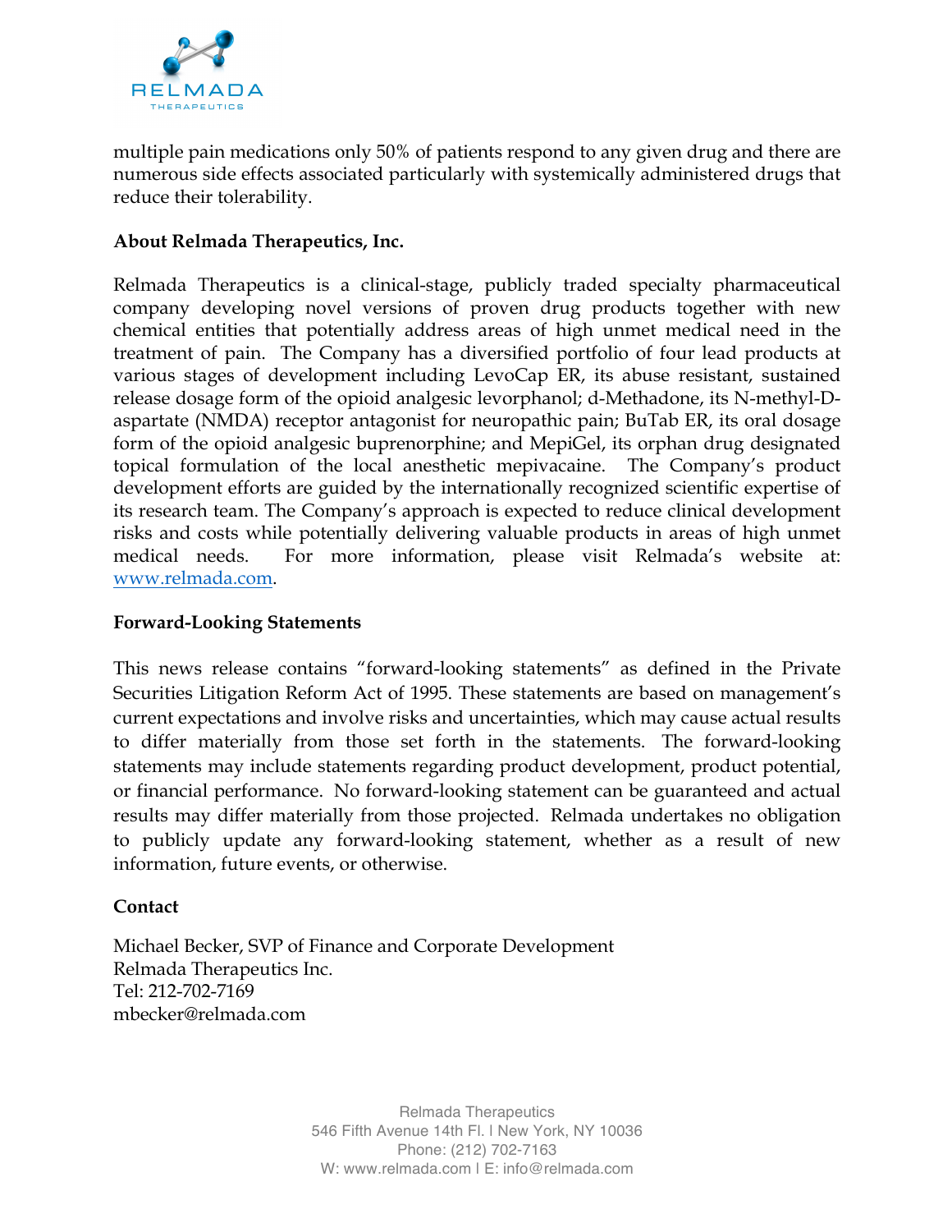multiple pain medications only 50% of patients respond to any given drug and there are numerous side effects associated particularly with systemically administered drugs that reduce their tolerability.

**About Relmada Therapeutics, Inc.**

Relmada Therapeutics is a clinical-stage, publicly traded specialty pharmaceutical company developing novel versions of proven drug products together with new chemical entities that potentially address areas of high unmet medical need in the treatment of pain. The Company has a diversified portfolio of four lead products at various stages of development including LevoCap ER, its abuse resistant, sustained release dosage form of the opioid analgesic levorphanol; d-Methadone, its N-methyl-D-aspartate (NMDA) receptor antagonist for neuropathic pain; BuTab ER, its oral dosage form of the opioid analgesic buprenorphine; and MepiGel, its orphan drug designated topical formulation of the local anesthetic mepivacaine. The Company's product development efforts are guided by the internationally recognized scientific expertise of its research team. The Company's approach is expected to reduce clinical development risks and costs while potentially delivering valuable products in areas of high unmet medical needs. For more information, please visit Relmada's website at: www.relmada.com.

**Forward-Looking Statements**

This news release contains "forward-looking statements" as defined in the Private Securities Litigation Reform Act of 1995. These statements are based on management's current expectations and involve risks and uncertainties, which may cause actual results to differ materially from those set forth in the statements. The forward-looking statements may include statements regarding product development, product potential, or financial performance. No forward-looking statement can be guaranteed and actual results may differ materially from those projected. Relmada undertakes no obligation to publicly update any forward-looking statement, whether as a result of new information, future events, or otherwise.

**Contact**

Michael Becker, SVP of Finance and Corporate Development
Relmada Therapeutics Inc.
Tel: 212-702-7169
mbecker@relmada.com